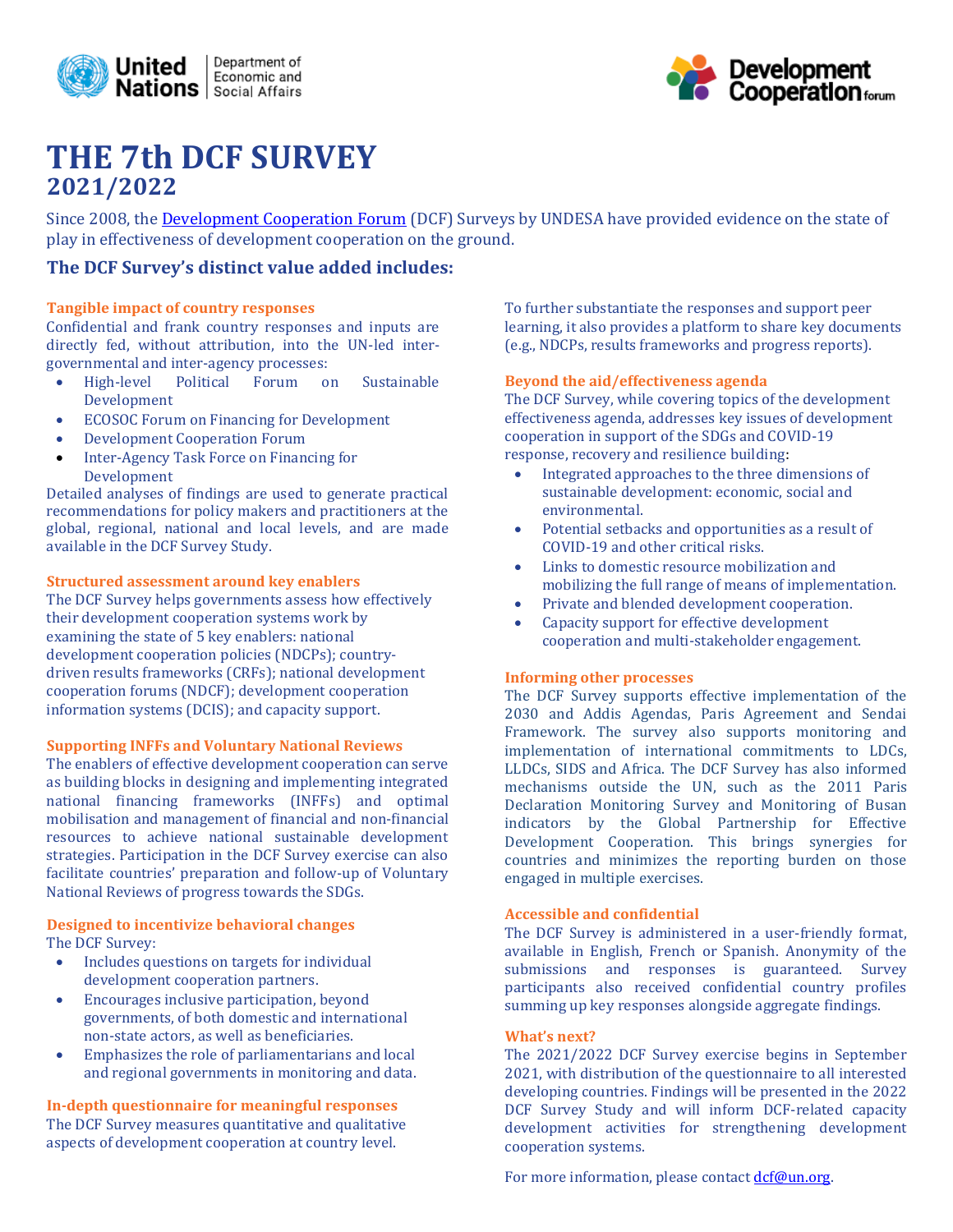# THE 7th DCF SURVEY
## 2021/2022

Since 2008, the [Development Cooperation Forum](#) (DCF) Surveys by UNDESA have provided evidence on the state of play in effectiveness of development cooperation on the ground.

### The DCF Survey's distinct value added includes:

**Tangible impact of country responses**

Confidential and frank country responses and inputs are directly fed, without attribution, into the UN-led inter-governmental and inter-agency processes:

- High-level Political Forum on Sustainable Development
- ECOSOC Forum on Financing for Development
- Development Cooperation Forum
- Inter-Agency Task Force on Financing for Development

Detailed analyses of findings are used to generate practical recommendations for policy makers and practitioners at the global, regional, national and local levels, and are made available in the DCF Survey Study.

**Structured assessment around key enablers**

The DCF Survey helps governments assess how effectively their development cooperation systems work by examining the state of 5 key enablers: national development cooperation policies (NDCPs); country-driven results frameworks (CRFs); national development cooperation forums (NDCF); development cooperation information systems (DCIS); and capacity support.

**Supporting INFFs and Voluntary National Reviews**

The enablers of effective development cooperation can serve as building blocks in designing and implementing integrated national financing frameworks (INFFs) and optimal mobilisation and management of financial and non-financial resources to achieve national sustainable development strategies. Participation in the DCF Survey exercise can also facilitate countries' preparation and follow-up of Voluntary National Reviews of progress towards the SDGs.

**Designed to incentivize behavioral changes**

The DCF Survey:

- Includes questions on targets for individual development cooperation partners.
- Encourages inclusive participation, beyond governments, of both domestic and international non-state actors, as well as beneficiaries.
- Emphasizes the role of parliamentarians and local and regional governments in monitoring and data.

**In-depth questionnaire for meaningful responses**

The DCF Survey measures quantitative and qualitative aspects of development cooperation at country level.

To further substantiate the responses and support peer learning, it also provides a platform to share key documents (e.g., NDCPs, results frameworks and progress reports).

**Beyond the aid/effectiveness agenda**

The DCF Survey, while covering topics of the development effectiveness agenda, addresses key issues of development cooperation in support of the SDGs and COVID-19 response, recovery and resilience building:

- Integrated approaches to the three dimensions of sustainable development: economic, social and environmental.
- Potential setbacks and opportunities as a result of COVID-19 and other critical risks.
- Links to domestic resource mobilization and mobilizing the full range of means of implementation.
- Private and blended development cooperation.
- Capacity support for effective development cooperation and multi-stakeholder engagement.

**Informing other processes**

The DCF Survey supports effective implementation of the 2030 and Addis Agendas, Paris Agreement and Sendai Framework. The survey also supports monitoring and implementation of international commitments to LDCs, LLDCs, SIDS and Africa. The DCF Survey has also informed mechanisms outside the UN, such as the 2011 Paris Declaration Monitoring Survey and Monitoring of Busan indicators by the Global Partnership for Effective Development Cooperation. This brings synergies for countries and minimizes the reporting burden on those engaged in multiple exercises.

**Accessible and confidential**

The DCF Survey is administered in a user-friendly format, available in English, French or Spanish. Anonymity of the submissions and responses is guaranteed. Survey participants also received confidential country profiles summing up key responses alongside aggregate findings.

**What's next?**

The 2021/2022 DCF Survey exercise begins in September 2021, with distribution of the questionnaire to all interested developing countries. Findings will be presented in the 2022 DCF Survey Study and will inform DCF-related capacity development activities for strengthening development cooperation systems.

For more information, please contact [dcf@un.org](mailto:dcf@un.org).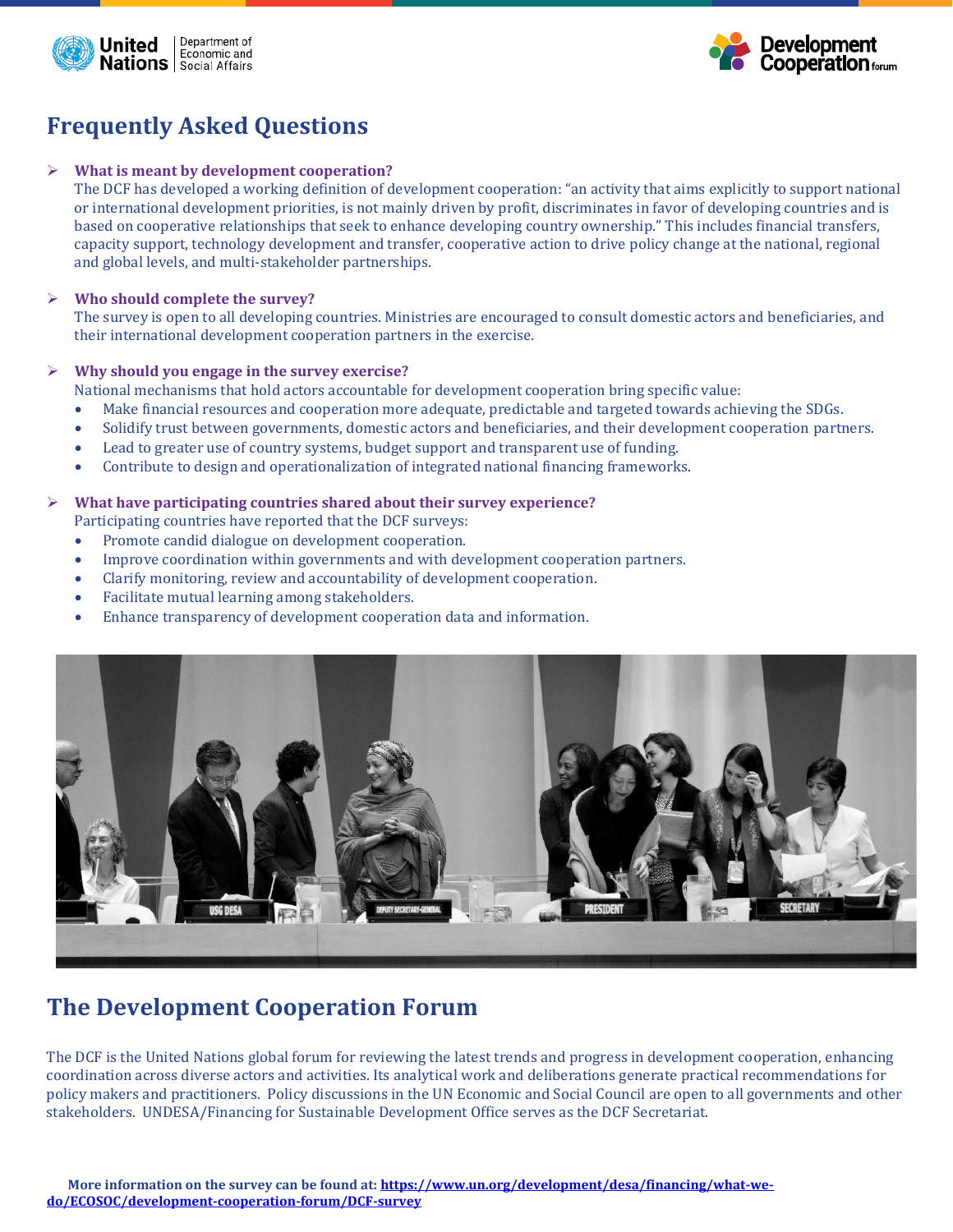# Frequently Asked Questions

- **What is meant by development cooperation?**

  The DCF has developed a working definition of development cooperation: "an activity that aims explicitly to support national or international development priorities, is not mainly driven by profit, discriminates in favor of developing countries and is based on cooperative relationships that seek to enhance developing country ownership." This includes financial transfers, capacity support, technology development and transfer, cooperative action to drive policy change at the national, regional and global levels, and multi-stakeholder partnerships.

- **Who should complete the survey?**

  The survey is open to all developing countries. Ministries are encouraged to consult domestic actors and beneficiaries, and their international development cooperation partners in the exercise.

- **Why should you engage in the survey exercise?**

  National mechanisms that hold actors accountable for development cooperation bring specific value:
  - Make financial resources and cooperation more adequate, predictable and targeted towards achieving the SDGs.
  - Solidify trust between governments, domestic actors and beneficiaries, and their development cooperation partners.
  - Lead to greater use of country systems, budget support and transparent use of funding.
  - Contribute to design and operationalization of integrated national financing frameworks.

- **What have participating countries shared about their survey experience?**

  Participating countries have reported that the DCF surveys:
  - Promote candid dialogue on development cooperation.
  - Improve coordination within governments and with development cooperation partners.
  - Clarify monitoring, review and accountability of development cooperation.
  - Facilitate mutual learning among stakeholders.
  - Enhance transparency of development cooperation data and information.

# The Development Cooperation Forum

The DCF is the United Nations global forum for reviewing the latest trends and progress in development cooperation, enhancing coordination across diverse actors and activities. Its analytical work and deliberations generate practical recommendations for policy makers and practitioners. Policy discussions in the UN Economic and Social Council are open to all governments and other stakeholders. UNDESA/Financing for Sustainable Development Office serves as the DCF Secretariat.

**More information on the survey can be found at: [https://www.un.org/development/desa/financing/what-we-do/ECOSOC/development-cooperation-forum/DCF-survey](https://www.un.org/development/desa/financing/what-we-do/ECOSOC/development-cooperation-forum/DCF-survey)**